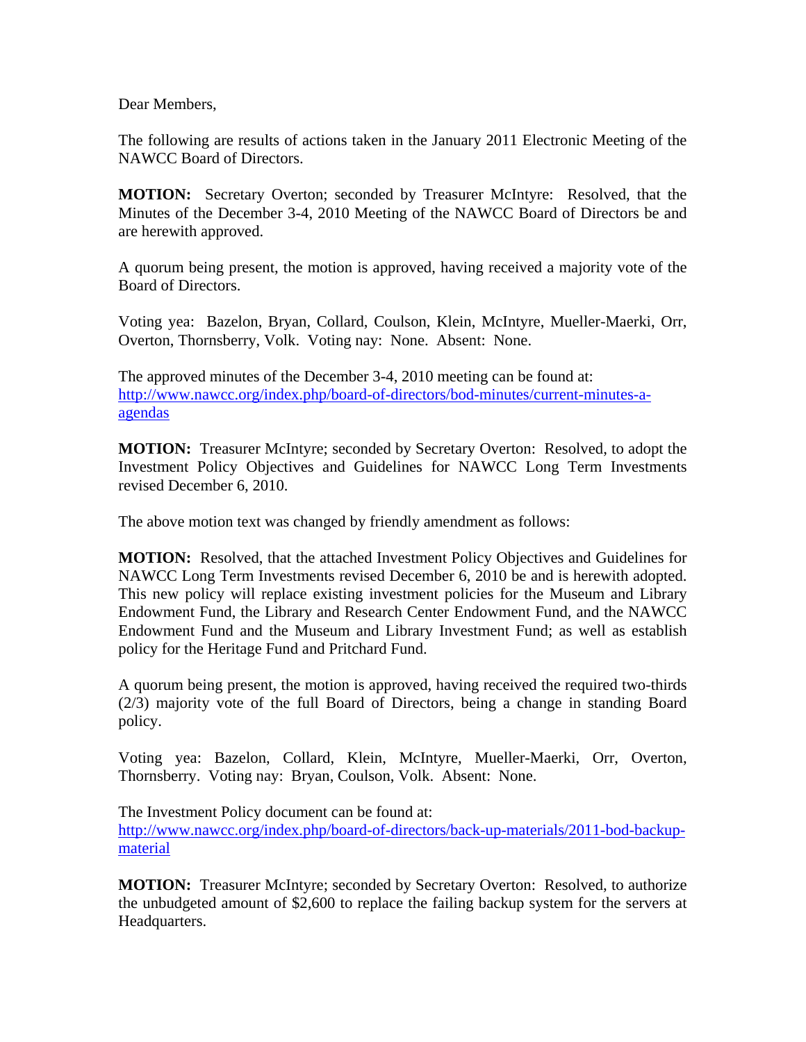Dear Members,

The following are results of actions taken in the January 2011 Electronic Meeting of the NAWCC Board of Directors.

**MOTION:** Secretary Overton; seconded by Treasurer McIntyre: Resolved, that the Minutes of the December 3-4, 2010 Meeting of the NAWCC Board of Directors be and are herewith approved.

A quorum being present, the motion is approved, having received a majority vote of the Board of Directors.

Voting yea: Bazelon, Bryan, Collard, Coulson, Klein, McIntyre, Mueller-Maerki, Orr, Overton, Thornsberry, Volk. Voting nay: None. Absent: None.

The approved minutes of the December 3-4, 2010 meeting can be found at: [http://www.nawcc.org/index.php/board-of-directors/bod-minutes/current-minutes-a-agendas](http://www.nawcc.org/index.php/board-of-directors/bod-minutes/current-minutes-a-agendas)

**MOTION:** Treasurer McIntyre; seconded by Secretary Overton: Resolved, to adopt the Investment Policy Objectives and Guidelines for NAWCC Long Term Investments revised December 6, 2010.

The above motion text was changed by friendly amendment as follows:

**MOTION:** Resolved, that the attached Investment Policy Objectives and Guidelines for NAWCC Long Term Investments revised December 6, 2010 be and is herewith adopted. This new policy will replace existing investment policies for the Museum and Library Endowment Fund, the Library and Research Center Endowment Fund, and the NAWCC Endowment Fund and the Museum and Library Investment Fund; as well as establish policy for the Heritage Fund and Pritchard Fund.

A quorum being present, the motion is approved, having received the required two-thirds (2/3) majority vote of the full Board of Directors, being a change in standing Board policy.

Voting yea: Bazelon, Collard, Klein, McIntyre, Mueller-Maerki, Orr, Overton, Thornsberry. Voting nay: Bryan, Coulson, Volk. Absent: None.

The Investment Policy document can be found at:
[http://www.nawcc.org/index.php/board-of-directors/back-up-materials/2011-bod-backup-material](http://www.nawcc.org/index.php/board-of-directors/back-up-materials/2011-bod-backup-material)

**MOTION:** Treasurer McIntyre; seconded by Secretary Overton: Resolved, to authorize the unbudgeted amount of $2,600 to replace the failing backup system for the servers at Headquarters.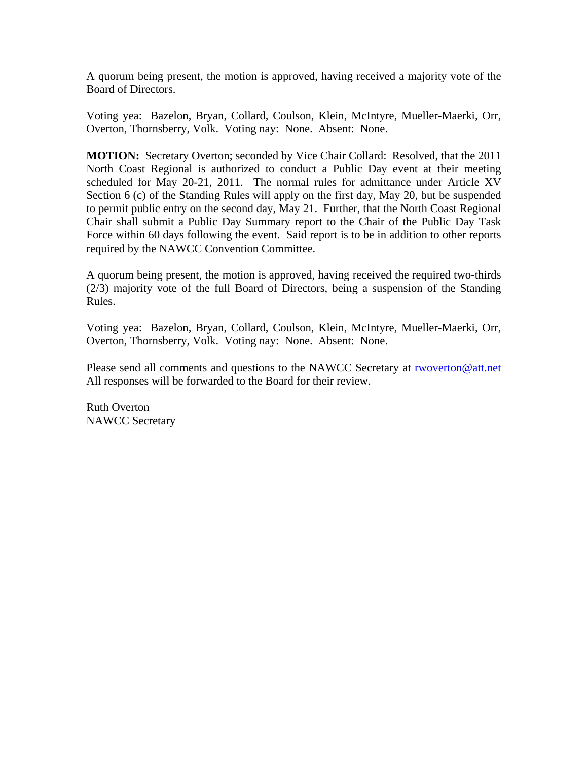A quorum being present, the motion is approved, having received a majority vote of the Board of Directors.

Voting yea: Bazelon, Bryan, Collard, Coulson, Klein, McIntyre, Mueller-Maerki, Orr, Overton, Thornsberry, Volk. Voting nay: None. Absent: None.

**MOTION:** Secretary Overton; seconded by Vice Chair Collard: Resolved, that the 2011 North Coast Regional is authorized to conduct a Public Day event at their meeting scheduled for May 20-21, 2011. The normal rules for admittance under Article XV Section 6 (c) of the Standing Rules will apply on the first day, May 20, but be suspended to permit public entry on the second day, May 21. Further, that the North Coast Regional Chair shall submit a Public Day Summary report to the Chair of the Public Day Task Force within 60 days following the event. Said report is to be in addition to other reports required by the NAWCC Convention Committee.

A quorum being present, the motion is approved, having received the required two-thirds (2/3) majority vote of the full Board of Directors, being a suspension of the Standing Rules.

Voting yea: Bazelon, Bryan, Collard, Coulson, Klein, McIntyre, Mueller-Maerki, Orr, Overton, Thornsberry, Volk. Voting nay: None. Absent: None.

Please send all comments and questions to the NAWCC Secretary at rwoverton@att.net All responses will be forwarded to the Board for their review.

Ruth Overton
NAWCC Secretary